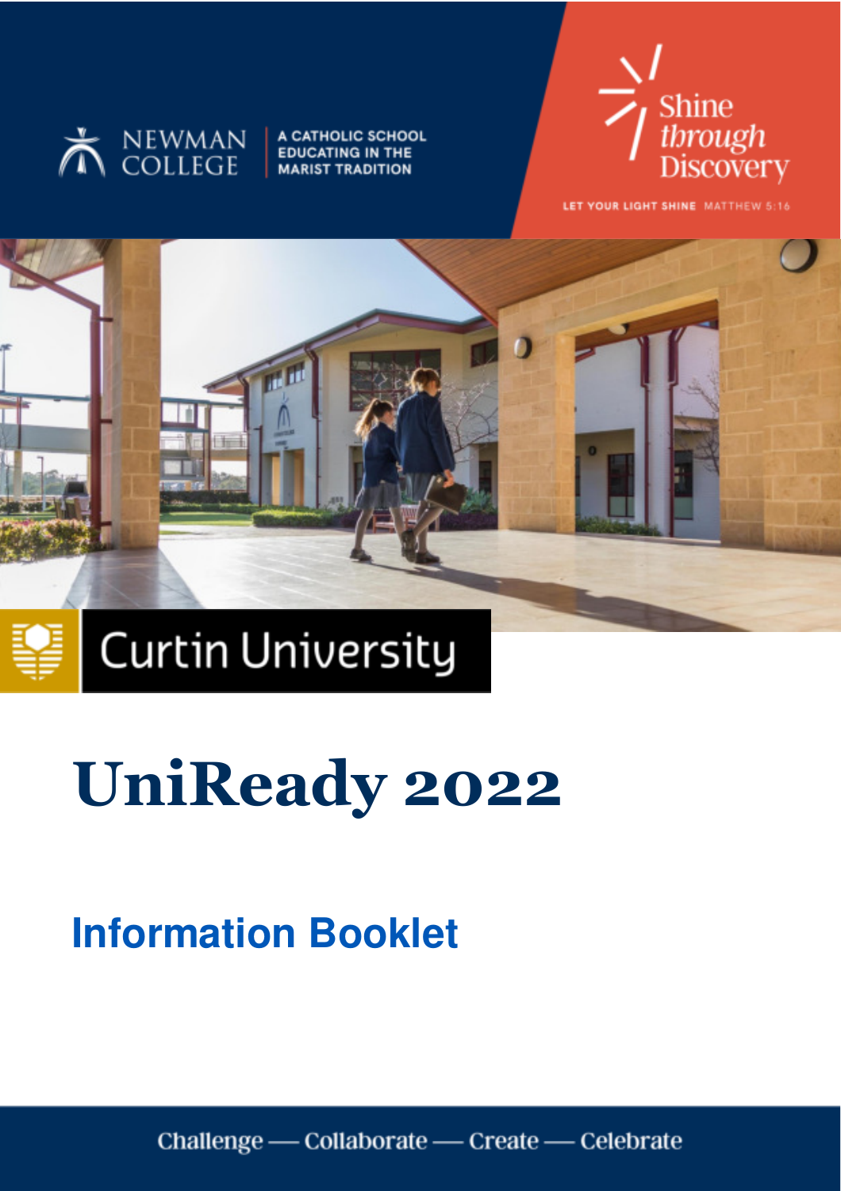NEWMAN COLLEGE

A CATHOLIC SCHOOL EDUCATING IN THE MARIST TRADITION

Shine *through* Discovery

LET YOUR LIGHT SHINE MATTHEW 5:16

Curtin University

# UniReady 2022

## Information Booklet

Challenge — Collaborate — Create — Celebrate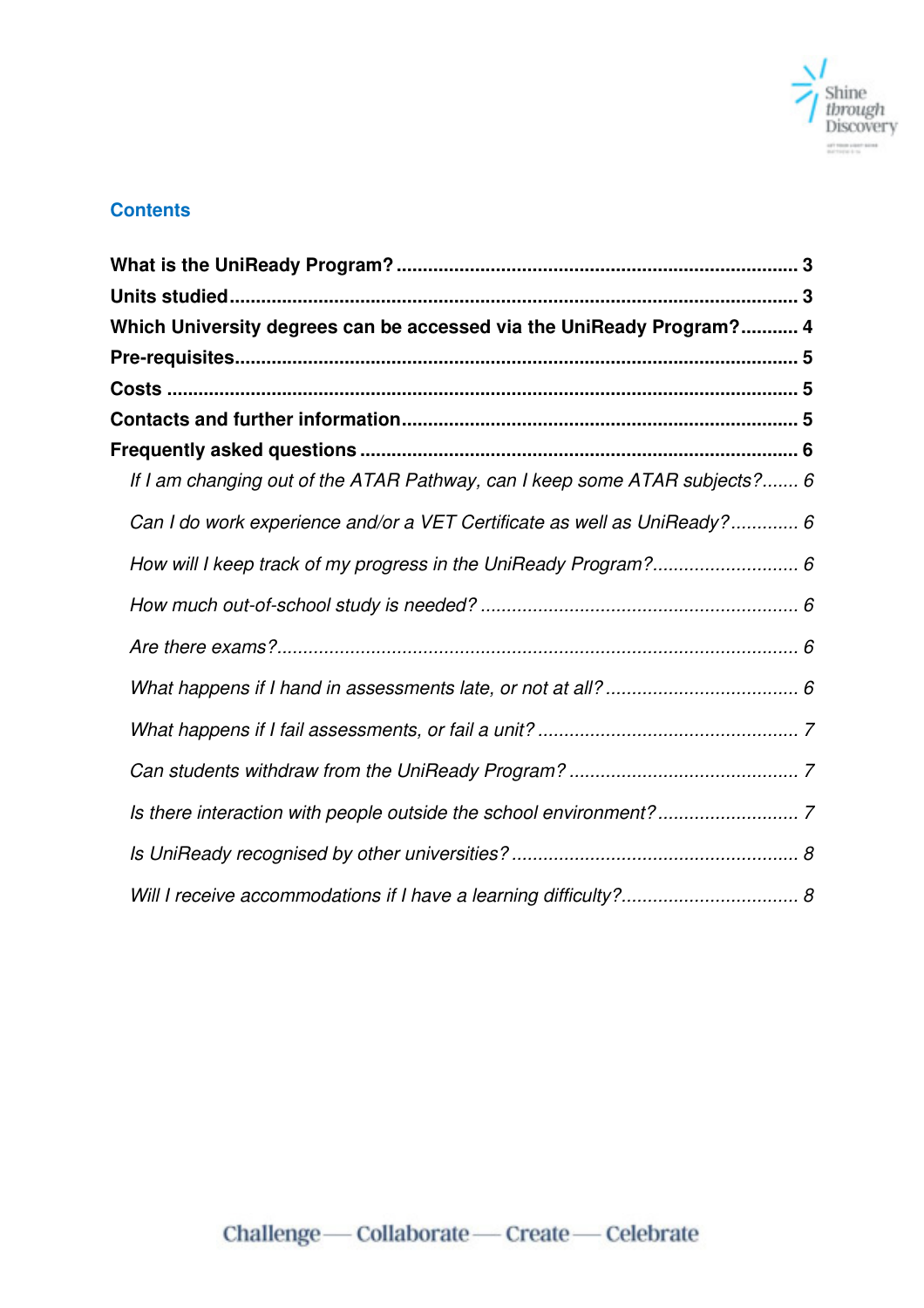## Contents

**What is the UniReady Program?** ............................................................ **3**

**Units studied** ............................................................................................ **3**

**Which University degrees can be accessed via the UniReady Program?** ........... **4**

**Pre-requisites** ........................................................................................... **5**

**Costs** ........................................................................................................ **5**

**Contacts and further information** ............................................................... **5**

**Frequently asked questions** ...................................................................... **6**

*If I am changing out of the ATAR Pathway, can I keep some ATAR subjects?....... 6*

*Can I do work experience and/or a VET Certificate as well as UniReady?............. 6*

*How will I keep track of my progress in the UniReady Program?............................ 6*

*How much out-of-school study is needed? ............................................................. 6*

*Are there exams?.................................................................................................... 6*

*What happens if I hand in assessments late, or not at all? .................................... 6*

*What happens if I fail assessments, or fail a unit? ................................................. 7*

*Can students withdraw from the UniReady Program? ............................................ 7*

*Is there interaction with people outside the school environment? ........................... 7*

*Is UniReady recognised by other universities? ....................................................... 8*

*Will I receive accommodations if I have a learning difficulty?.................................. 8*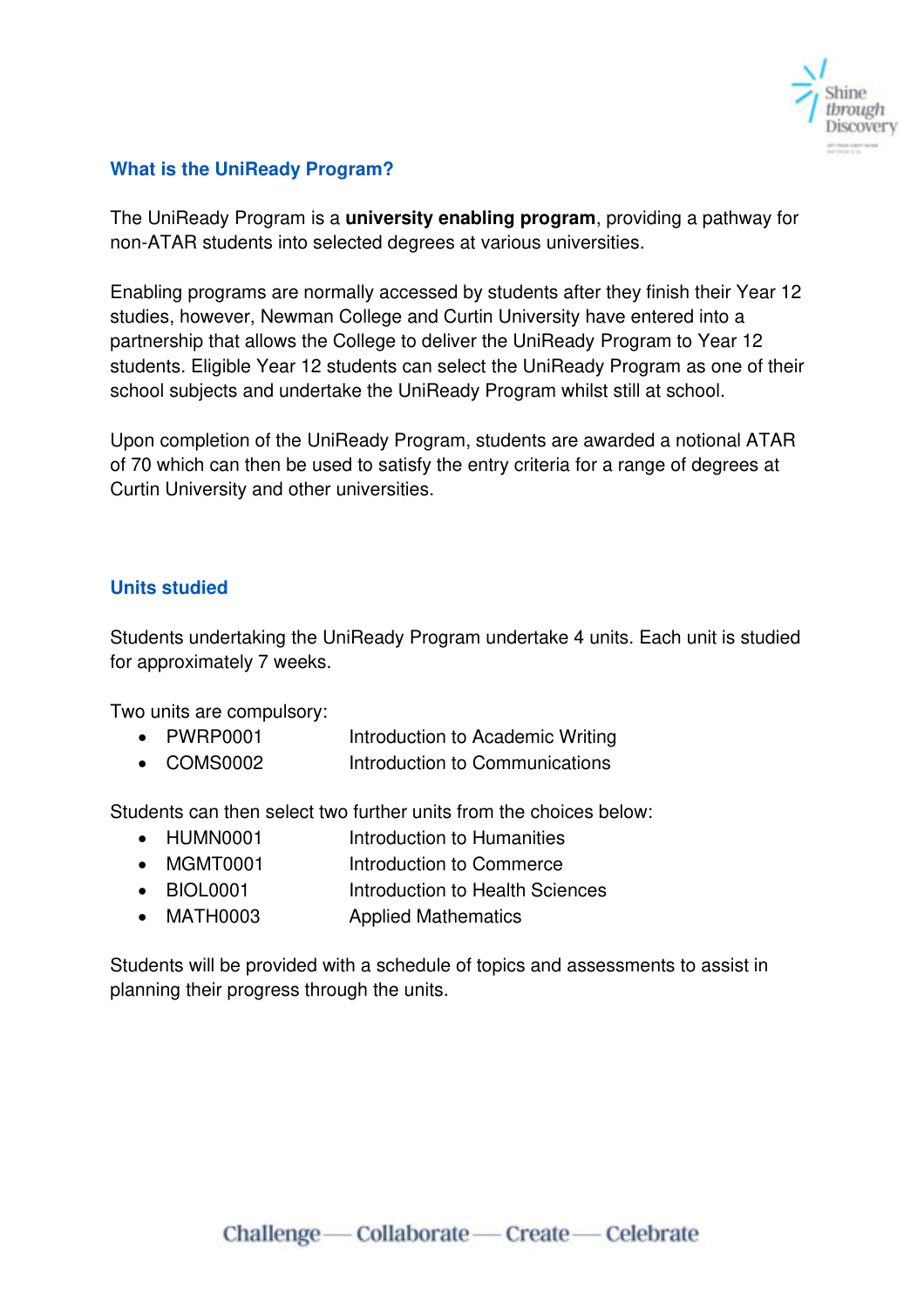## What is the UniReady Program?

The UniReady Program is a **university enabling program**, providing a pathway for non-ATAR students into selected degrees at various universities.

Enabling programs are normally accessed by students after they finish their Year 12 studies, however, Newman College and Curtin University have entered into a partnership that allows the College to deliver the UniReady Program to Year 12 students. Eligible Year 12 students can select the UniReady Program as one of their school subjects and undertake the UniReady Program whilst still at school.

Upon completion of the UniReady Program, students are awarded a notional ATAR of 70 which can then be used to satisfy the entry criteria for a range of degrees at Curtin University and other universities.

## Units studied

Students undertaking the UniReady Program undertake 4 units. Each unit is studied for approximately 7 weeks.

Two units are compulsory:

- PWRP0001 Introduction to Academic Writing
- COMS0002 Introduction to Communications

Students can then select two further units from the choices below:

- HUMN0001 Introduction to Humanities
- MGMT0001 Introduction to Commerce
- BIOL0001 Introduction to Health Sciences
- MATH0003 Applied Mathematics

Students will be provided with a schedule of topics and assessments to assist in planning their progress through the units.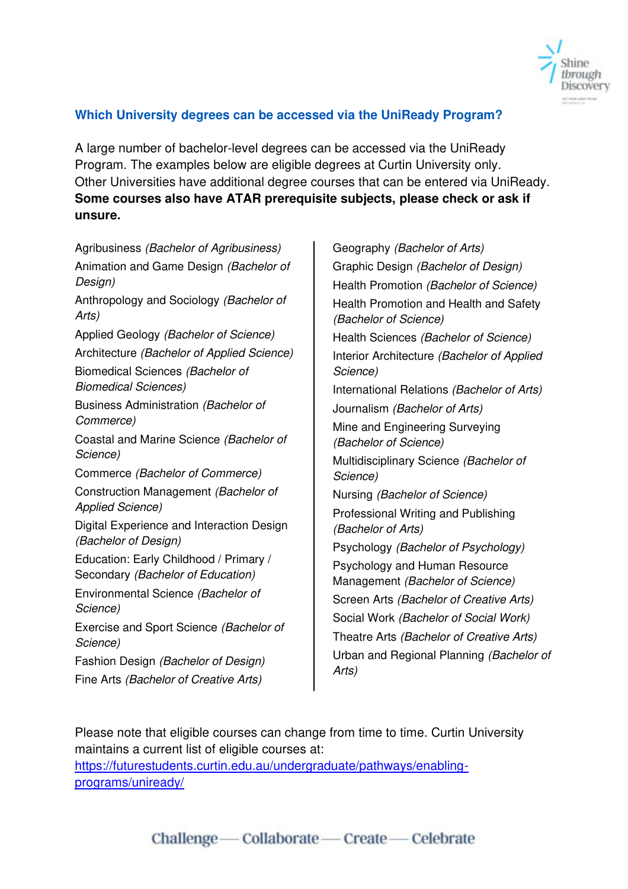## Which University degrees can be accessed via the UniReady Program?

A large number of bachelor-level degrees can be accessed via the UniReady Program. The examples below are eligible degrees at Curtin University only. Other Universities have additional degree courses that can be entered via UniReady. **Some courses also have ATAR prerequisite subjects, please check or ask if unsure.**

- Agribusiness *(Bachelor of Agribusiness)*
- Animation and Game Design *(Bachelor of Design)*
- Anthropology and Sociology *(Bachelor of Arts)*
- Applied Geology *(Bachelor of Science)*
- Architecture *(Bachelor of Applied Science)*
- Biomedical Sciences *(Bachelor of Biomedical Sciences)*
- Business Administration *(Bachelor of Commerce)*
- Coastal and Marine Science *(Bachelor of Science)*
- Commerce *(Bachelor of Commerce)*
- Construction Management *(Bachelor of Applied Science)*
- Digital Experience and Interaction Design *(Bachelor of Design)*
- Education: Early Childhood / Primary / Secondary *(Bachelor of Education)*
- Environmental Science *(Bachelor of Science)*
- Exercise and Sport Science *(Bachelor of Science)*
- Fashion Design *(Bachelor of Design)*
- Fine Arts *(Bachelor of Creative Arts)*
- Geography *(Bachelor of Arts)*
- Graphic Design *(Bachelor of Design)*
- Health Promotion *(Bachelor of Science)*
- Health Promotion and Health and Safety *(Bachelor of Science)*
- Health Sciences *(Bachelor of Science)*
- Interior Architecture *(Bachelor of Applied Science)*
- International Relations *(Bachelor of Arts)*
- Journalism *(Bachelor of Arts)*
- Mine and Engineering Surveying *(Bachelor of Science)*
- Multidisciplinary Science *(Bachelor of Science)*
- Nursing *(Bachelor of Science)*
- Professional Writing and Publishing *(Bachelor of Arts)*
- Psychology *(Bachelor of Psychology)*
- Psychology and Human Resource Management *(Bachelor of Science)*
- Screen Arts *(Bachelor of Creative Arts)*
- Social Work *(Bachelor of Social Work)*
- Theatre Arts *(Bachelor of Creative Arts)*
- Urban and Regional Planning *(Bachelor of Arts)*

Please note that eligible courses can change from time to time. Curtin University maintains a current list of eligible courses at:
[https://futurestudents.curtin.edu.au/undergraduate/pathways/enabling-programs/uniready/](https://futurestudents.curtin.edu.au/undergraduate/pathways/enabling-programs/uniready/)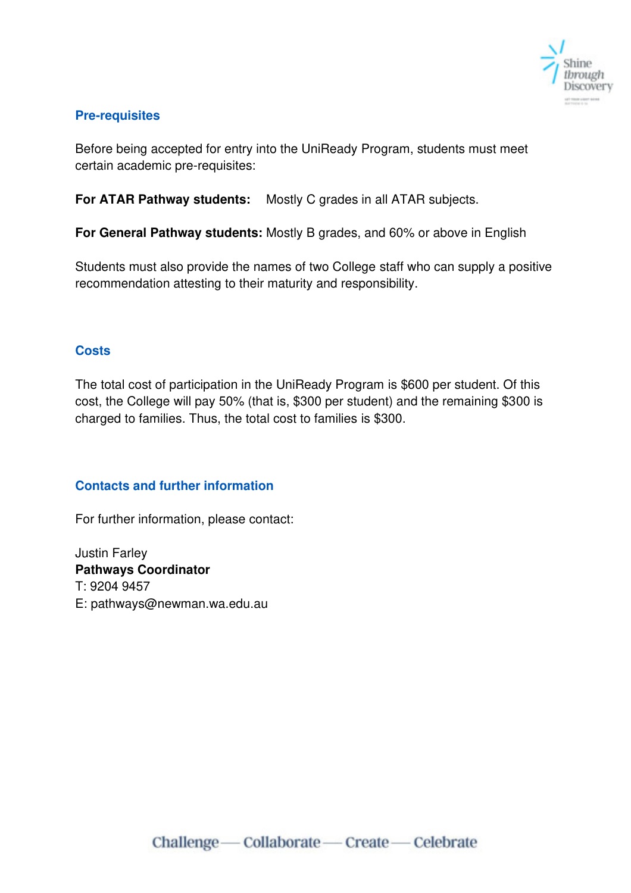## Pre-requisites

Before being accepted for entry into the UniReady Program, students must meet certain academic pre-requisites:

**For ATAR Pathway students:** Mostly C grades in all ATAR subjects.

**For General Pathway students:** Mostly B grades, and 60% or above in English

Students must also provide the names of two College staff who can supply a positive recommendation attesting to their maturity and responsibility.

## Costs

The total cost of participation in the UniReady Program is $600 per student. Of this cost, the College will pay 50% (that is, $300 per student) and the remaining $300 is charged to families. Thus, the total cost to families is $300.

## Contacts and further information

For further information, please contact:

Justin Farley
**Pathways Coordinator**
T: 9204 9457
E: pathways@newman.wa.edu.au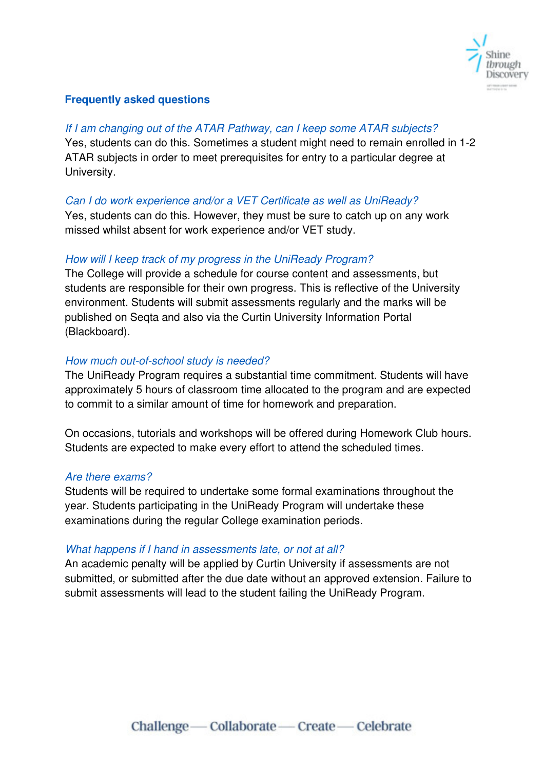## Frequently asked questions

*If I am changing out of the ATAR Pathway, can I keep some ATAR subjects?*

Yes, students can do this. Sometimes a student might need to remain enrolled in 1-2 ATAR subjects in order to meet prerequisites for entry to a particular degree at University.

*Can I do work experience and/or a VET Certificate as well as UniReady?*

Yes, students can do this. However, they must be sure to catch up on any work missed whilst absent for work experience and/or VET study.

*How will I keep track of my progress in the UniReady Program?*

The College will provide a schedule for course content and assessments, but students are responsible for their own progress. This is reflective of the University environment. Students will submit assessments regularly and the marks will be published on Seqta and also via the Curtin University Information Portal (Blackboard).

*How much out-of-school study is needed?*

The UniReady Program requires a substantial time commitment. Students will have approximately 5 hours of classroom time allocated to the program and are expected to commit to a similar amount of time for homework and preparation.

On occasions, tutorials and workshops will be offered during Homework Club hours. Students are expected to make every effort to attend the scheduled times.

*Are there exams?*

Students will be required to undertake some formal examinations throughout the year. Students participating in the UniReady Program will undertake these examinations during the regular College examination periods.

*What happens if I hand in assessments late, or not at all?*

An academic penalty will be applied by Curtin University if assessments are not submitted, or submitted after the due date without an approved extension. Failure to submit assessments will lead to the student failing the UniReady Program.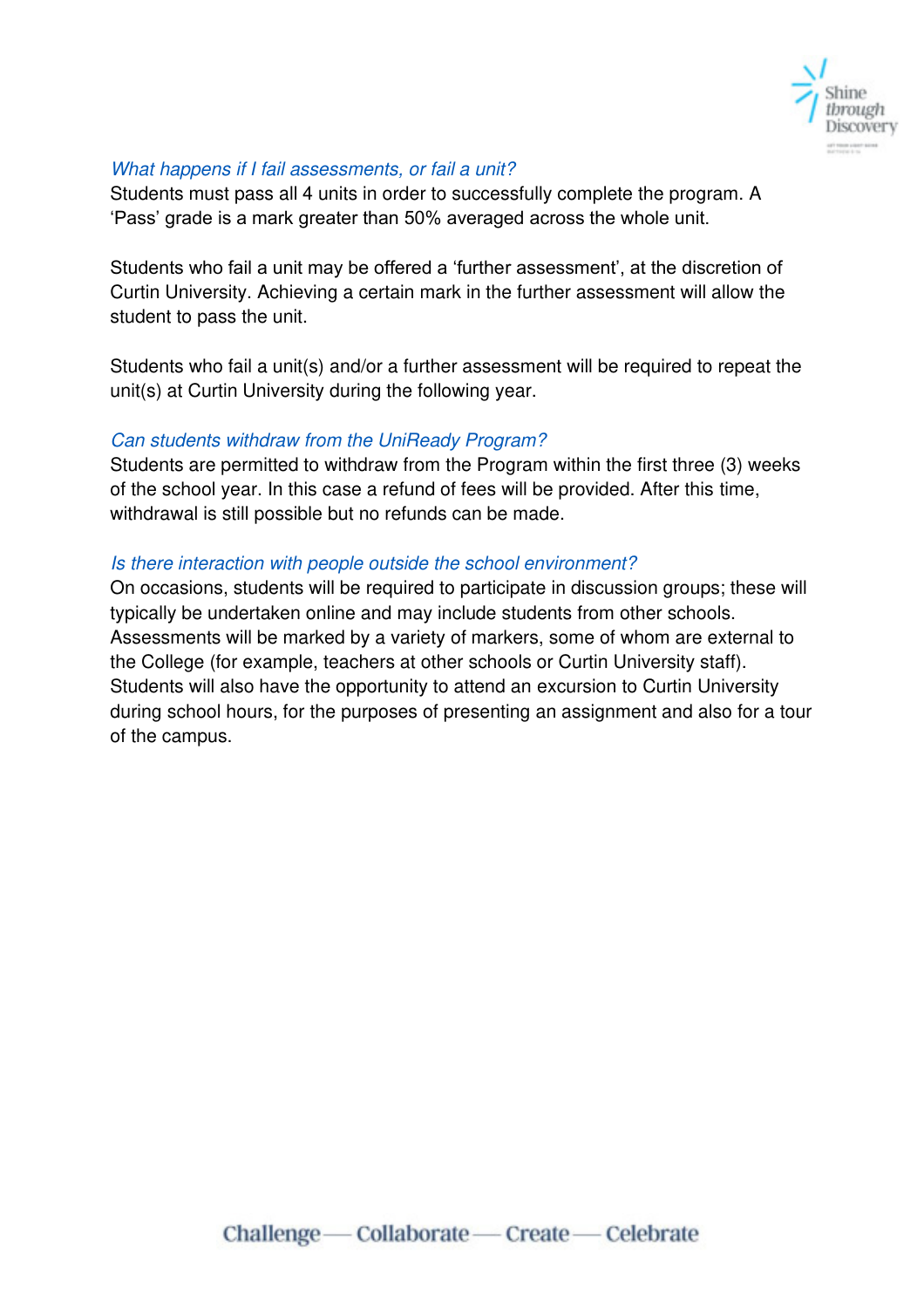### *What happens if I fail assessments, or fail a unit?*

Students must pass all 4 units in order to successfully complete the program. A 'Pass' grade is a mark greater than 50% averaged across the whole unit.

Students who fail a unit may be offered a 'further assessment', at the discretion of Curtin University. Achieving a certain mark in the further assessment will allow the student to pass the unit.

Students who fail a unit(s) and/or a further assessment will be required to repeat the unit(s) at Curtin University during the following year.

### *Can students withdraw from the UniReady Program?*

Students are permitted to withdraw from the Program within the first three (3) weeks of the school year. In this case a refund of fees will be provided. After this time, withdrawal is still possible but no refunds can be made.

### *Is there interaction with people outside the school environment?*

On occasions, students will be required to participate in discussion groups; these will typically be undertaken online and may include students from other schools. Assessments will be marked by a variety of markers, some of whom are external to the College (for example, teachers at other schools or Curtin University staff). Students will also have the opportunity to attend an excursion to Curtin University during school hours, for the purposes of presenting an assignment and also for a tour of the campus.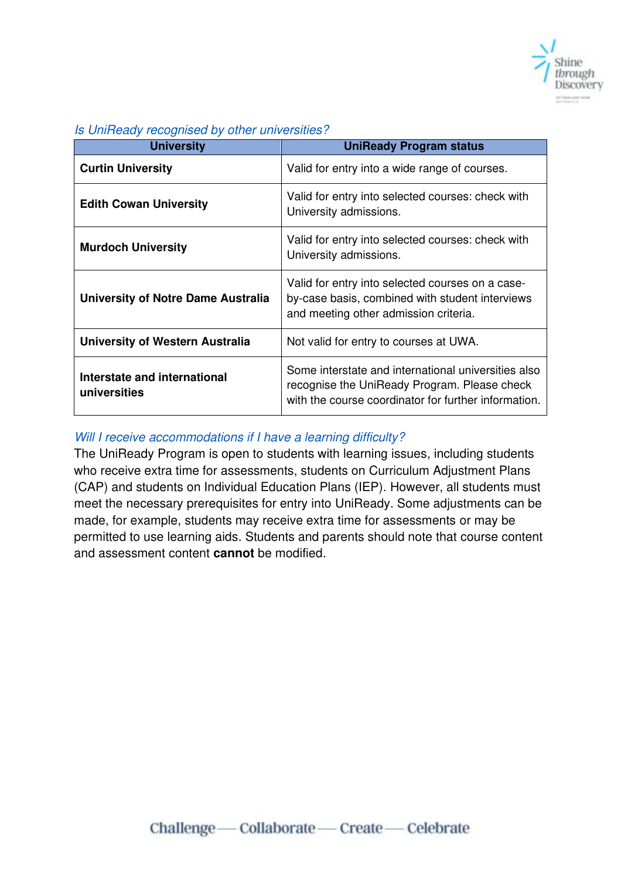### *Is UniReady recognised by other universities?*

| University | UniReady Program status |
| --- | --- |
| **Curtin University** | Valid for entry into a wide range of courses. |
| **Edith Cowan University** | Valid for entry into selected courses: check with University admissions. |
| **Murdoch University** | Valid for entry into selected courses: check with University admissions. |
| **University of Notre Dame Australia** | Valid for entry into selected courses on a case-by-case basis, combined with student interviews and meeting other admission criteria. |
| **University of Western Australia** | Not valid for entry to courses at UWA. |
| **Interstate and international universities** | Some interstate and international universities also recognise the UniReady Program. Please check with the course coordinator for further information. |

### *Will I receive accommodations if I have a learning difficulty?*

The UniReady Program is open to students with learning issues, including students who receive extra time for assessments, students on Curriculum Adjustment Plans (CAP) and students on Individual Education Plans (IEP). However, all students must meet the necessary prerequisites for entry into UniReady. Some adjustments can be made, for example, students may receive extra time for assessments or may be permitted to use learning aids. Students and parents should note that course content and assessment content **cannot** be modified.